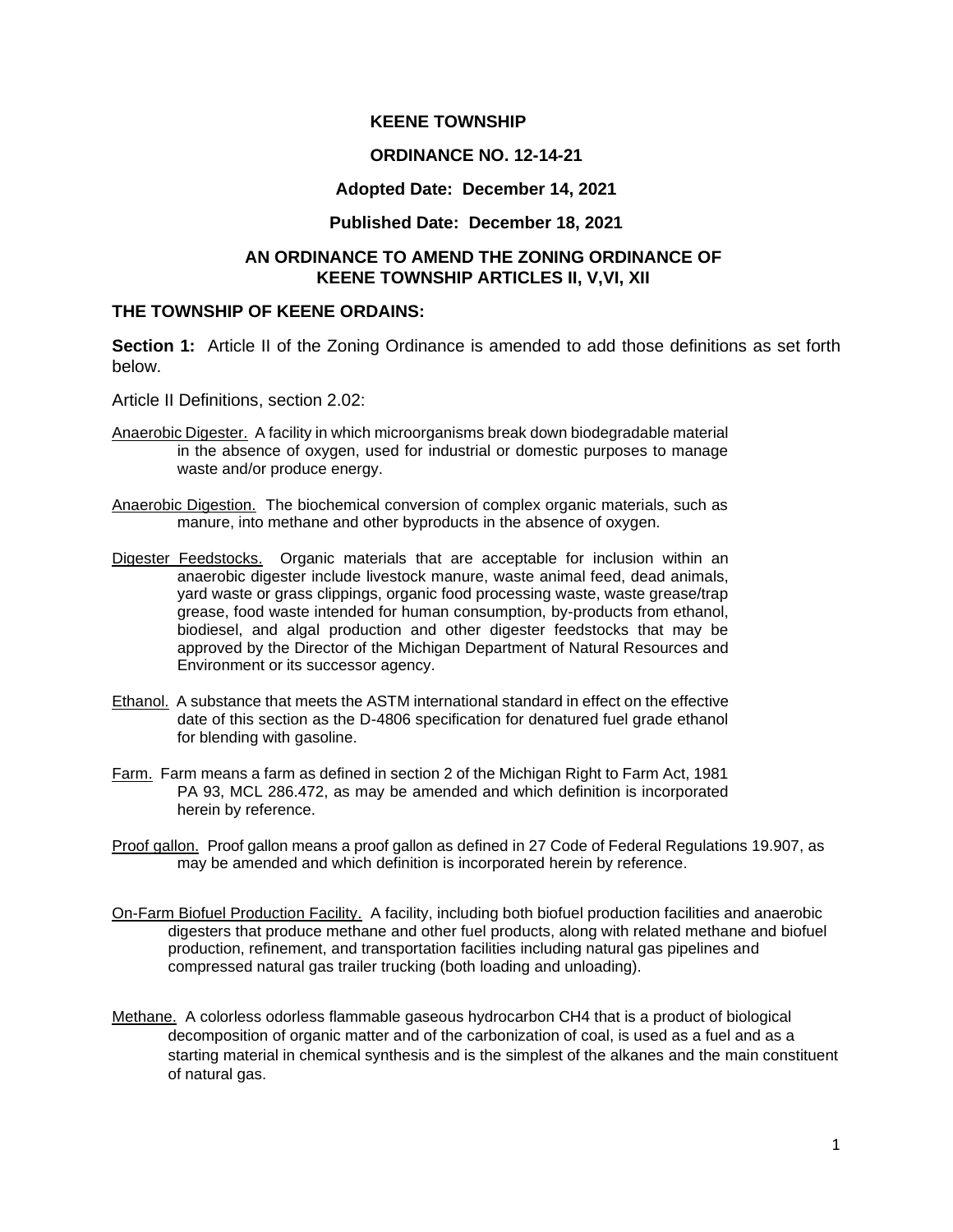**KEENE TOWNSHIP**

**ORDINANCE NO. 12-14-21**

**Adopted Date: December 14, 2021**

**Published Date: December 18, 2021**

**AN ORDINANCE TO AMEND THE ZONING ORDINANCE OF KEENE TOWNSHIP ARTICLES II, V,VI, XII**

**THE TOWNSHIP OF KEENE ORDAINS:**

**Section 1:** Article II of the Zoning Ordinance is amended to add those definitions as set forth below.

Article II Definitions, section 2.02:

Anaerobic Digester. A facility in which microorganisms break down biodegradable material in the absence of oxygen, used for industrial or domestic purposes to manage waste and/or produce energy.

Anaerobic Digestion. The biochemical conversion of complex organic materials, such as manure, into methane and other byproducts in the absence of oxygen.

Digester Feedstocks. Organic materials that are acceptable for inclusion within an anaerobic digester include livestock manure, waste animal feed, dead animals, yard waste or grass clippings, organic food processing waste, waste grease/trap grease, food waste intended for human consumption, by-products from ethanol, biodiesel, and algal production and other digester feedstocks that may be approved by the Director of the Michigan Department of Natural Resources and Environment or its successor agency.

Ethanol. A substance that meets the ASTM international standard in effect on the effective date of this section as the D-4806 specification for denatured fuel grade ethanol for blending with gasoline.

Farm. Farm means a farm as defined in section 2 of the Michigan Right to Farm Act, 1981 PA 93, MCL 286.472, as may be amended and which definition is incorporated herein by reference.

Proof gallon. Proof gallon means a proof gallon as defined in 27 Code of Federal Regulations 19.907, as may be amended and which definition is incorporated herein by reference.

On-Farm Biofuel Production Facility. A facility, including both biofuel production facilities and anaerobic digesters that produce methane and other fuel products, along with related methane and biofuel production, refinement, and transportation facilities including natural gas pipelines and compressed natural gas trailer trucking (both loading and unloading).

Methane. A colorless odorless flammable gaseous hydrocarbon $CH_4$ that is a product of biological decomposition of organic matter and of the carbonization of coal, is used as a fuel and as a starting material in chemical synthesis and is the simplest of the alkanes and the main constituent of natural gas.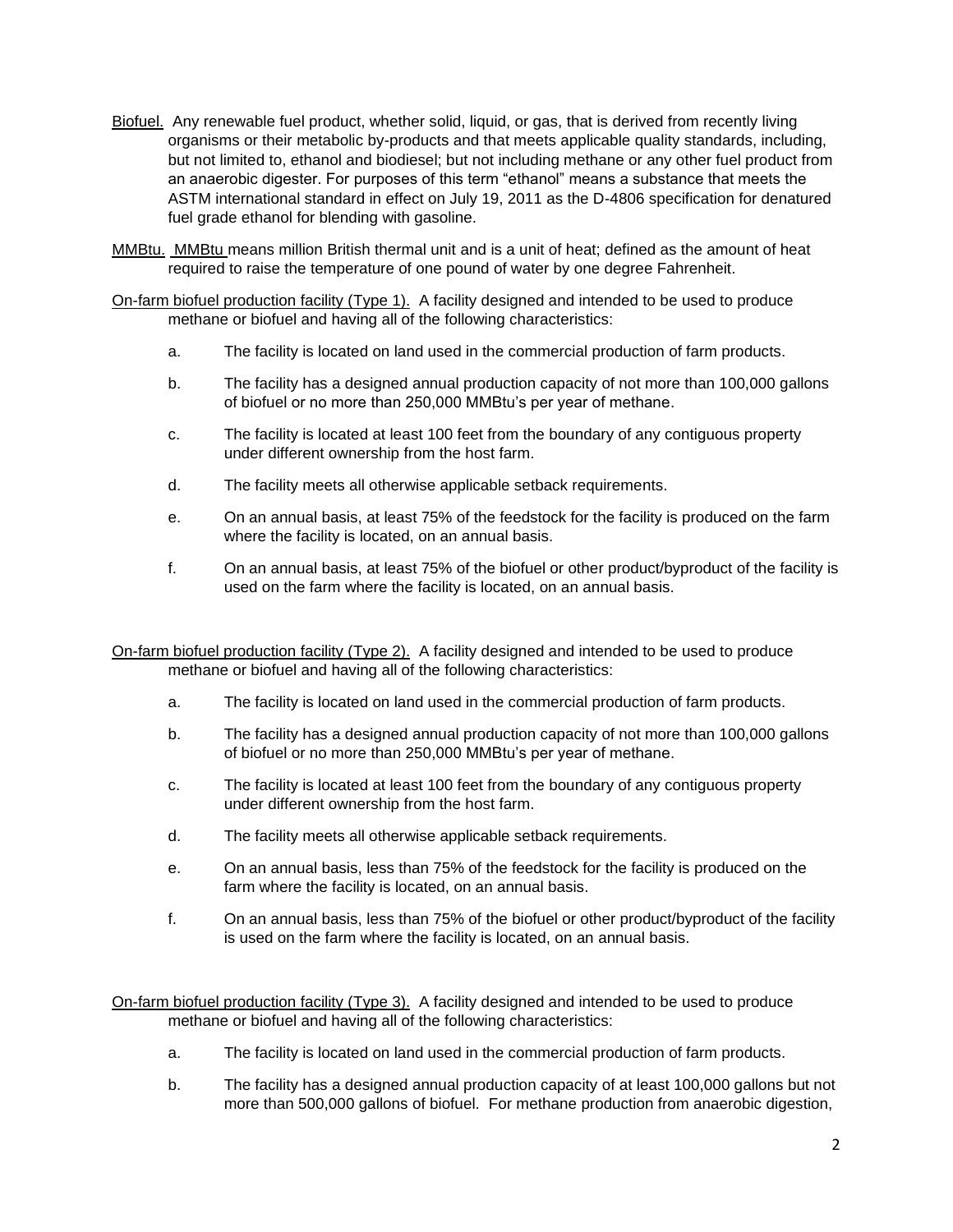Biofuel. Any renewable fuel product, whether solid, liquid, or gas, that is derived from recently living organisms or their metabolic by-products and that meets applicable quality standards, including, but not limited to, ethanol and biodiesel; but not including methane or any other fuel product from an anaerobic digester. For purposes of this term "ethanol" means a substance that meets the ASTM international standard in effect on July 19, 2011 as the D-4806 specification for denatured fuel grade ethanol for blending with gasoline.

MMBtu. MMBtu means million British thermal unit and is a unit of heat; defined as the amount of heat required to raise the temperature of one pound of water by one degree Fahrenheit.

On-farm biofuel production facility (Type 1). A facility designed and intended to be used to produce methane or biofuel and having all of the following characteristics:

a. The facility is located on land used in the commercial production of farm products.

b. The facility has a designed annual production capacity of not more than 100,000 gallons of biofuel or no more than 250,000 MMBtu's per year of methane.

c. The facility is located at least 100 feet from the boundary of any contiguous property under different ownership from the host farm.

d. The facility meets all otherwise applicable setback requirements.

e. On an annual basis, at least 75% of the feedstock for the facility is produced on the farm where the facility is located, on an annual basis.

f. On an annual basis, at least 75% of the biofuel or other product/byproduct of the facility is used on the farm where the facility is located, on an annual basis.

On-farm biofuel production facility (Type 2). A facility designed and intended to be used to produce methane or biofuel and having all of the following characteristics:

a. The facility is located on land used in the commercial production of farm products.

b. The facility has a designed annual production capacity of not more than 100,000 gallons of biofuel or no more than 250,000 MMBtu's per year of methane.

c. The facility is located at least 100 feet from the boundary of any contiguous property under different ownership from the host farm.

d. The facility meets all otherwise applicable setback requirements.

e. On an annual basis, less than 75% of the feedstock for the facility is produced on the farm where the facility is located, on an annual basis.

f. On an annual basis, less than 75% of the biofuel or other product/byproduct of the facility is used on the farm where the facility is located, on an annual basis.

On-farm biofuel production facility (Type 3). A facility designed and intended to be used to produce methane or biofuel and having all of the following characteristics:

a. The facility is located on land used in the commercial production of farm products.

b. The facility has a designed annual production capacity of at least 100,000 gallons but not more than 500,000 gallons of biofuel. For methane production from anaerobic digestion,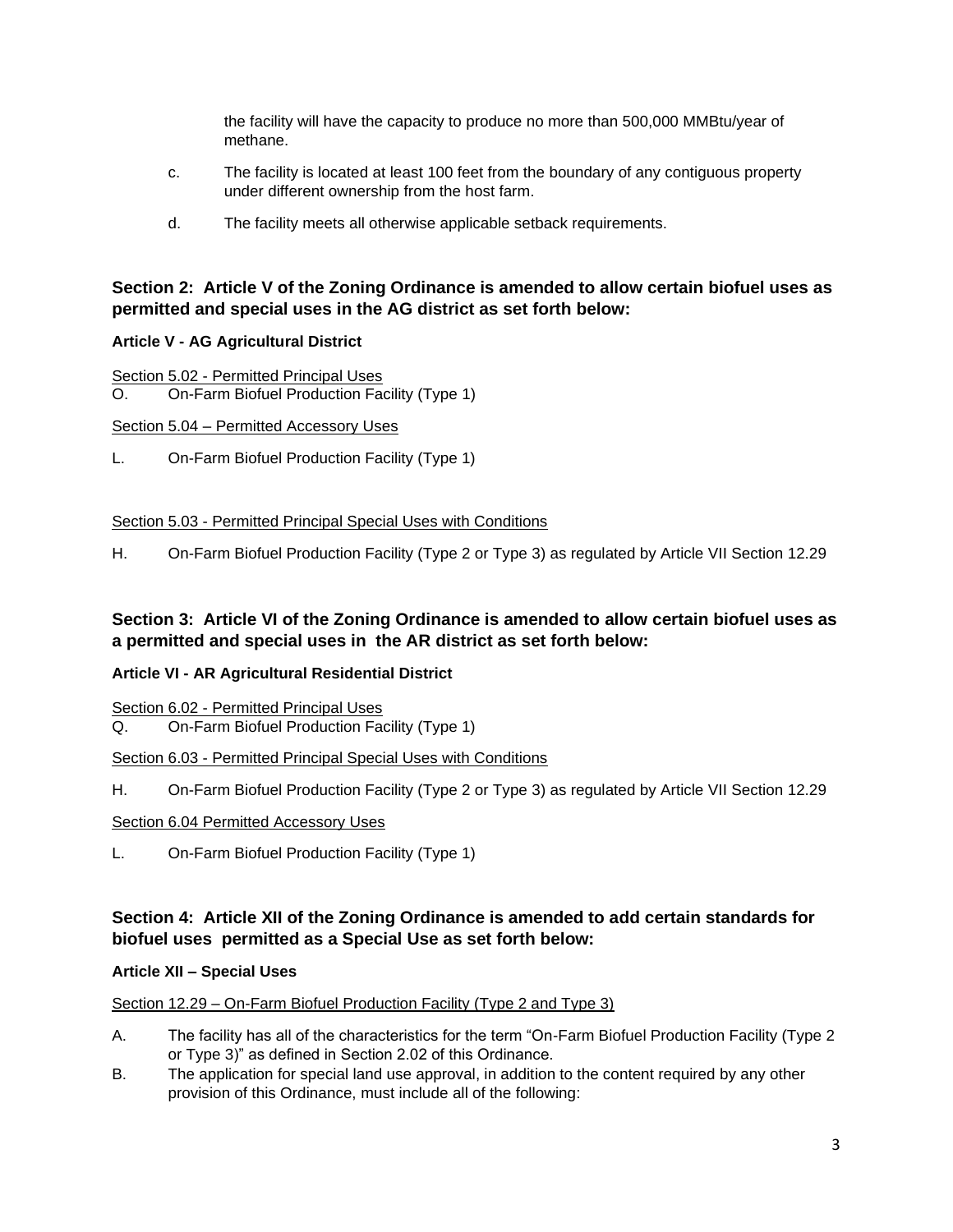the facility will have the capacity to produce no more than 500,000 MMBtu/year of methane.

c. The facility is located at least 100 feet from the boundary of any contiguous property under different ownership from the host farm.

d. The facility meets all otherwise applicable setback requirements.

### Section 2: Article V of the Zoning Ordinance is amended to allow certain biofuel uses as permitted and special uses in the AG district as set forth below:

**Article V - AG Agricultural District**

Section 5.02 - Permitted Principal Uses

O. On-Farm Biofuel Production Facility (Type 1)

Section 5.04 – Permitted Accessory Uses

L. On-Farm Biofuel Production Facility (Type 1)

Section 5.03 - Permitted Principal Special Uses with Conditions

H. On-Farm Biofuel Production Facility (Type 2 or Type 3) as regulated by Article VII Section 12.29

### Section 3: Article VI of the Zoning Ordinance is amended to allow certain biofuel uses as a permitted and special uses in the AR district as set forth below:

**Article VI - AR Agricultural Residential District**

Section 6.02 - Permitted Principal Uses

Q. On-Farm Biofuel Production Facility (Type 1)

Section 6.03 - Permitted Principal Special Uses with Conditions

H. On-Farm Biofuel Production Facility (Type 2 or Type 3) as regulated by Article VII Section 12.29

Section 6.04 Permitted Accessory Uses

L. On-Farm Biofuel Production Facility (Type 1)

### Section 4: Article XII of the Zoning Ordinance is amended to add certain standards for biofuel uses permitted as a Special Use as set forth below:

**Article XII – Special Uses**

Section 12.29 – On-Farm Biofuel Production Facility (Type 2 and Type 3)

A. The facility has all of the characteristics for the term "On-Farm Biofuel Production Facility (Type 2 or Type 3)" as defined in Section 2.02 of this Ordinance.

B. The application for special land use approval, in addition to the content required by any other provision of this Ordinance, must include all of the following: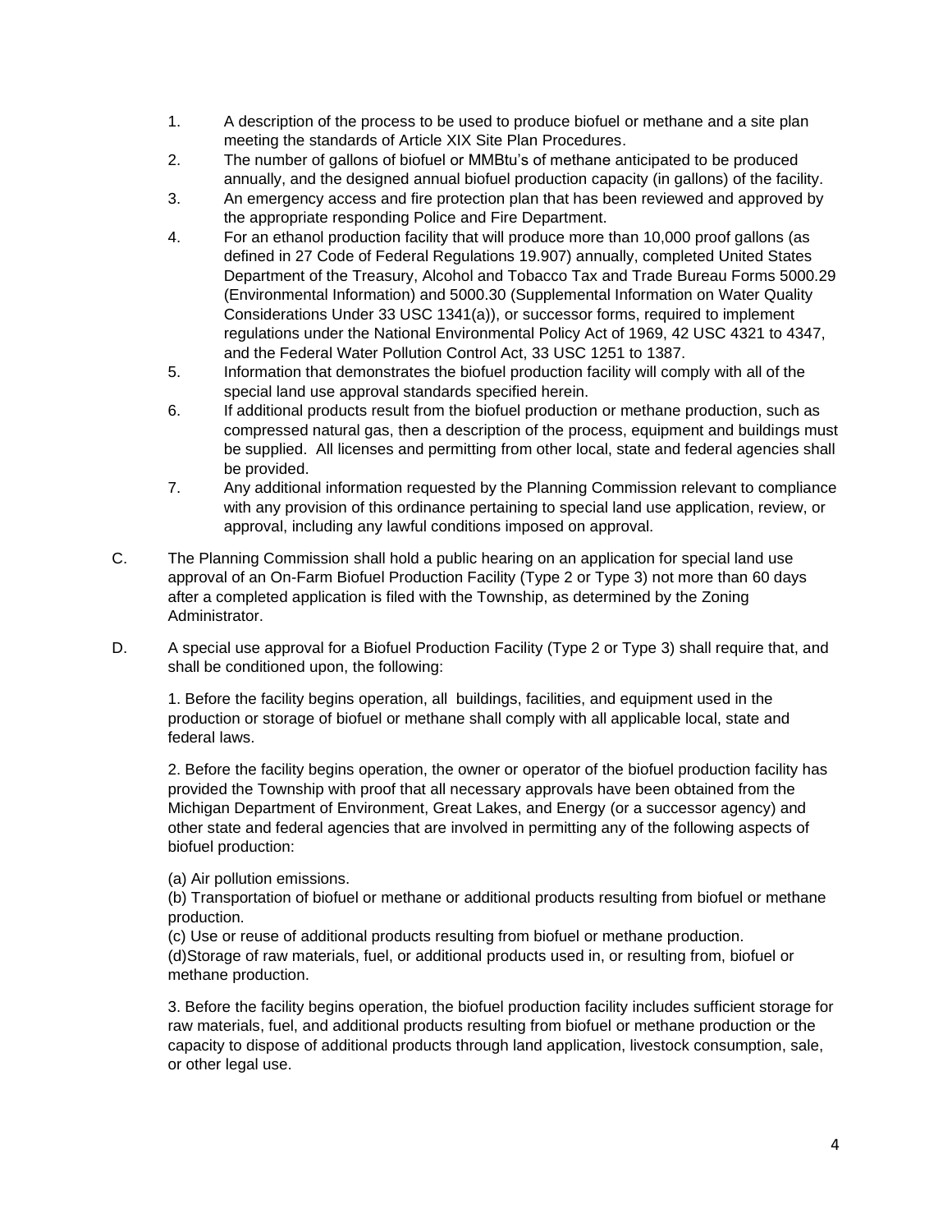1. A description of the process to be used to produce biofuel or methane and a site plan meeting the standards of Article XIX Site Plan Procedures.
2. The number of gallons of biofuel or MMBtu's of methane anticipated to be produced annually, and the designed annual biofuel production capacity (in gallons) of the facility.
3. An emergency access and fire protection plan that has been reviewed and approved by the appropriate responding Police and Fire Department.
4. For an ethanol production facility that will produce more than 10,000 proof gallons (as defined in 27 Code of Federal Regulations 19.907) annually, completed United States Department of the Treasury, Alcohol and Tobacco Tax and Trade Bureau Forms 5000.29 (Environmental Information) and 5000.30 (Supplemental Information on Water Quality Considerations Under 33 USC 1341(a)), or successor forms, required to implement regulations under the National Environmental Policy Act of 1969, 42 USC 4321 to 4347, and the Federal Water Pollution Control Act, 33 USC 1251 to 1387.
5. Information that demonstrates the biofuel production facility will comply with all of the special land use approval standards specified herein.
6. If additional products result from the biofuel production or methane production, such as compressed natural gas, then a description of the process, equipment and buildings must be supplied. All licenses and permitting from other local, state and federal agencies shall be provided.
7. Any additional information requested by the Planning Commission relevant to compliance with any provision of this ordinance pertaining to special land use application, review, or approval, including any lawful conditions imposed on approval.

C. The Planning Commission shall hold a public hearing on an application for special land use approval of an On-Farm Biofuel Production Facility (Type 2 or Type 3) not more than 60 days after a completed application is filed with the Township, as determined by the Zoning Administrator.

D. A special use approval for a Biofuel Production Facility (Type 2 or Type 3) shall require that, and shall be conditioned upon, the following:

1. Before the facility begins operation, all buildings, facilities, and equipment used in the production or storage of biofuel or methane shall comply with all applicable local, state and federal laws.

2. Before the facility begins operation, the owner or operator of the biofuel production facility has provided the Township with proof that all necessary approvals have been obtained from the Michigan Department of Environment, Great Lakes, and Energy (or a successor agency) and other state and federal agencies that are involved in permitting any of the following aspects of biofuel production:

(a) Air pollution emissions.
(b) Transportation of biofuel or methane or additional products resulting from biofuel or methane production.
(c) Use or reuse of additional products resulting from biofuel or methane production.
(d)Storage of raw materials, fuel, or additional products used in, or resulting from, biofuel or methane production.

3. Before the facility begins operation, the biofuel production facility includes sufficient storage for raw materials, fuel, and additional products resulting from biofuel or methane production or the capacity to dispose of additional products through land application, livestock consumption, sale, or other legal use.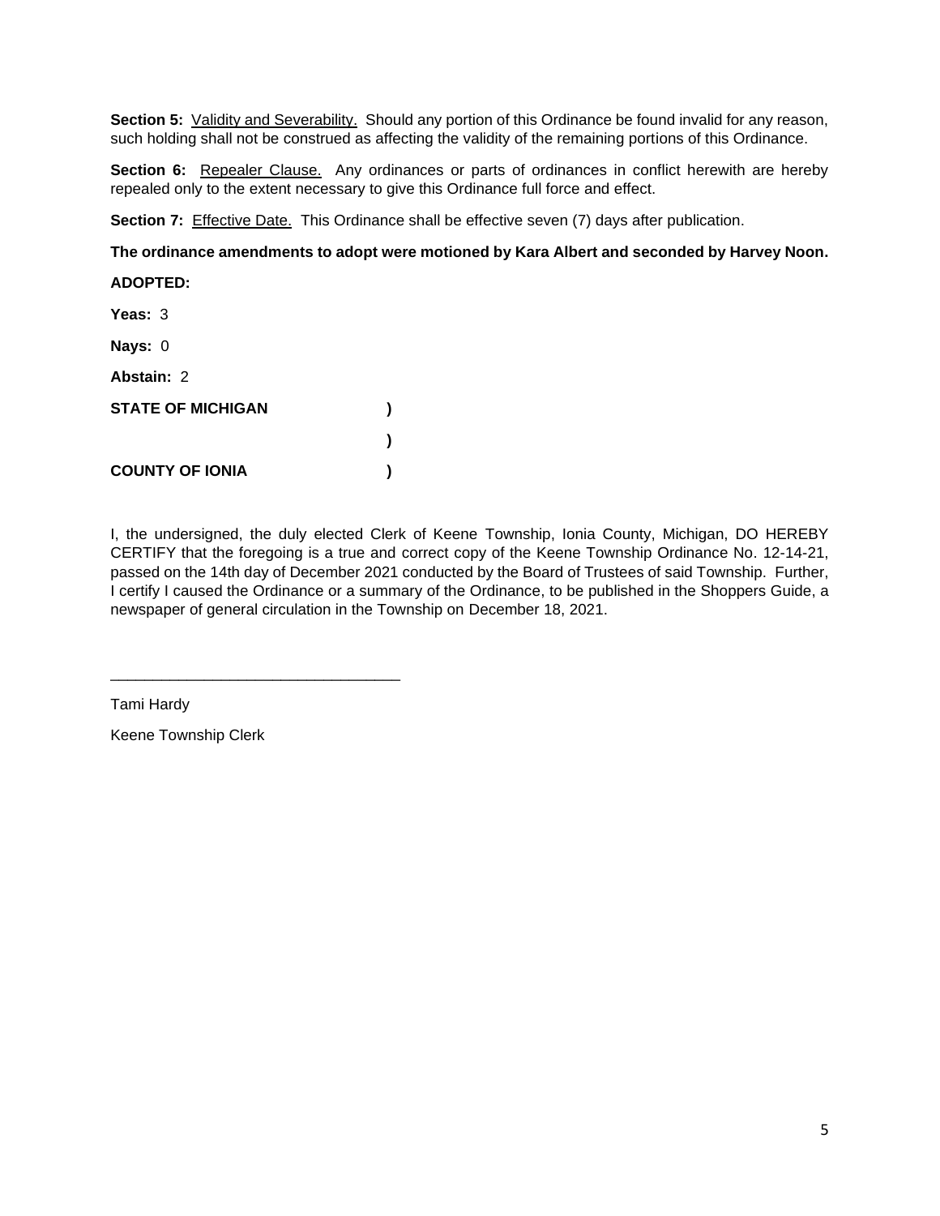**Section 5:** Validity and Severability. Should any portion of this Ordinance be found invalid for any reason, such holding shall not be construed as affecting the validity of the remaining portions of this Ordinance.

**Section 6:** Repealer Clause. Any ordinances or parts of ordinances in conflict herewith are hereby repealed only to the extent necessary to give this Ordinance full force and effect.

**Section 7:** Effective Date. This Ordinance shall be effective seven (7) days after publication.

**The ordinance amendments to adopt were motioned by Kara Albert and seconded by Harvey Noon.**

**ADOPTED:**

**Yeas:** 3

**Nays:** 0

**Abstain:** 2

**STATE OF MICHIGAN )**

**)**

**COUNTY OF IONIA )**

I, the undersigned, the duly elected Clerk of Keene Township, Ionia County, Michigan, DO HEREBY CERTIFY that the foregoing is a true and correct copy of the Keene Township Ordinance No. 12-14-21, passed on the 14th day of December 2021 conducted by the Board of Trustees of said Township. Further, I certify I caused the Ordinance or a summary of the Ordinance, to be published in the Shoppers Guide, a newspaper of general circulation in the Township on December 18, 2021.

___________________________________

Tami Hardy

Keene Township Clerk